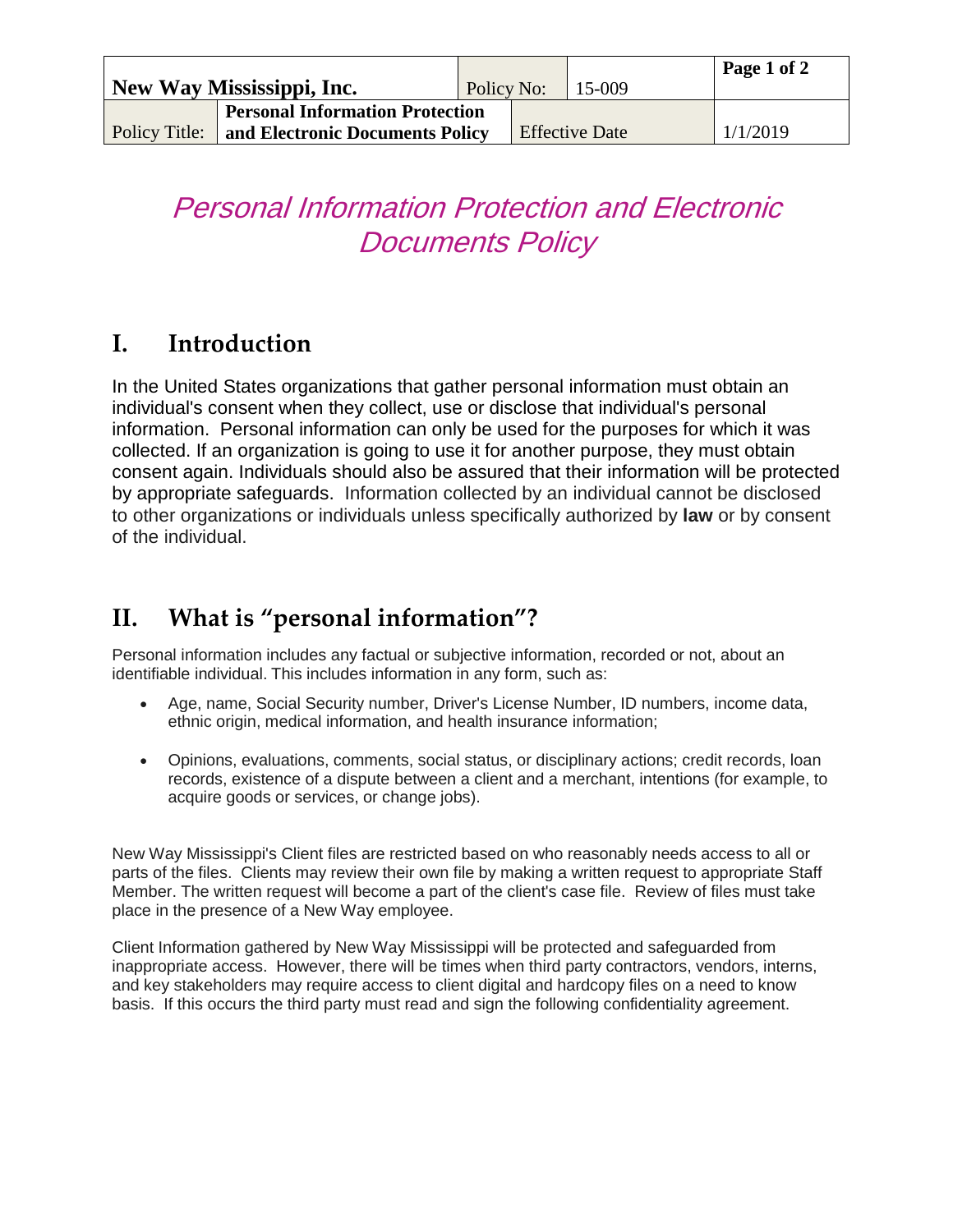| New Way Mississippi, Inc. | | Policy No: | 15-009 | Page 1 of 2 |
|---|---|---|---|---|
| Policy Title: | **Personal Information Protection and Electronic Documents Policy** | Effective Date | | 1/1/2019 |

# *Personal Information Protection and Electronic Documents Policy*

## I. Introduction

In the United States organizations that gather personal information must obtain an individual's consent when they collect, use or disclose that individual's personal information. Personal information can only be used for the purposes for which it was collected. If an organization is going to use it for another purpose, they must obtain consent again. Individuals should also be assured that their information will be protected by appropriate safeguards. Information collected by an individual cannot be disclosed to other organizations or individuals unless specifically authorized by **law** or by consent of the individual.

## II. What is "personal information"?

Personal information includes any factual or subjective information, recorded or not, about an identifiable individual. This includes information in any form, such as:

- Age, name, Social Security number, Driver's License Number, ID numbers, income data, ethnic origin, medical information, and health insurance information;
- Opinions, evaluations, comments, social status, or disciplinary actions; credit records, loan records, existence of a dispute between a client and a merchant, intentions (for example, to acquire goods or services, or change jobs).

New Way Mississippi's Client files are restricted based on who reasonably needs access to all or parts of the files. Clients may review their own file by making a written request to appropriate Staff Member. The written request will become a part of the client's case file. Review of files must take place in the presence of a New Way employee.

Client Information gathered by New Way Mississippi will be protected and safeguarded from inappropriate access. However, there will be times when third party contractors, vendors, interns, and key stakeholders may require access to client digital and hardcopy files on a need to know basis. If this occurs the third party must read and sign the following confidentiality agreement.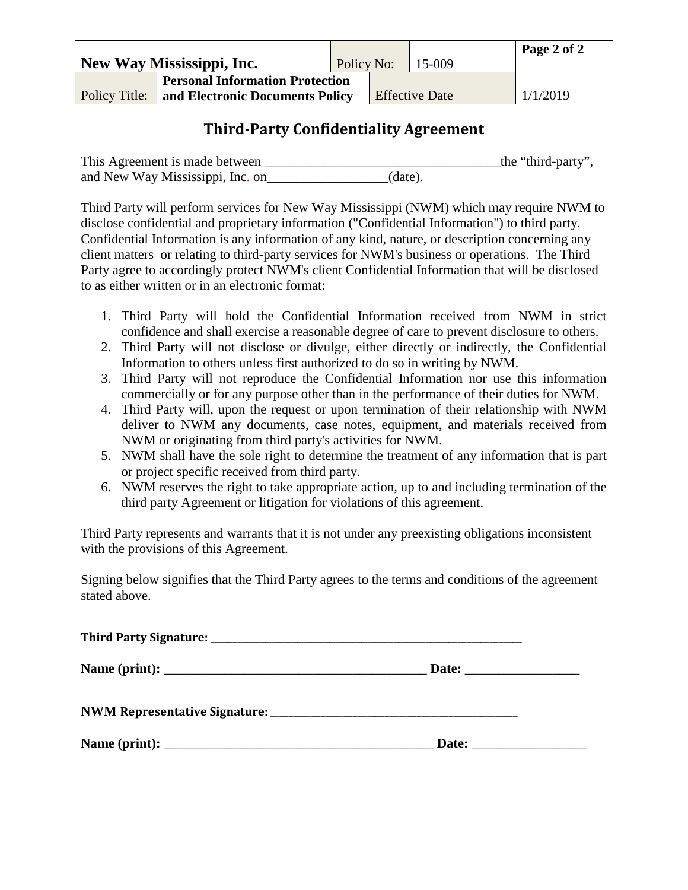| New Way Mississippi, Inc. | Policy No: | 15-009 | Page 2 of 2 |
|---|---|---|---|
| Policy Title: **Personal Information Protection and Electronic Documents Policy** | Effective Date | | 1/1/2019 |

## Third-Party Confidentiality Agreement

This Agreement is made between ___________________________________the "third-party", and New Way Mississippi, Inc. on__________________(date).

Third Party will perform services for New Way Mississippi (NWM) which may require NWM to disclose confidential and proprietary information ("Confidential Information") to third party. Confidential Information is any information of any kind, nature, or description concerning any client matters or relating to third-party services for NWM's business or operations. The Third Party agree to accordingly protect NWM's client Confidential Information that will be disclosed to as either written or in an electronic format:

1. Third Party will hold the Confidential Information received from NWM in strict confidence and shall exercise a reasonable degree of care to prevent disclosure to others.
2. Third Party will not disclose or divulge, either directly or indirectly, the Confidential Information to others unless first authorized to do so in writing by NWM.
3. Third Party will not reproduce the Confidential Information nor use this information commercially or for any purpose other than in the performance of their duties for NWM.
4. Third Party will, upon the request or upon termination of their relationship with NWM deliver to NWM any documents, case notes, equipment, and materials received from NWM or originating from third party's activities for NWM.
5. NWM shall have the sole right to determine the treatment of any information that is part or project specific received from third party.
6. NWM reserves the right to take appropriate action, up to and including termination of the third party Agreement or litigation for violations of this agreement.

Third Party represents and warrants that it is not under any preexisting obligations inconsistent with the provisions of this Agreement.

Signing below signifies that the Third Party agrees to the terms and conditions of the agreement stated above.

**Third Party Signature:** _______________________________________________________

**Name (print):** ________________________________________ **Date:** _________________

**NWM Representative Signature:** ___________________________________________

**Name (print):** __________________________________________ **Date:** _________________